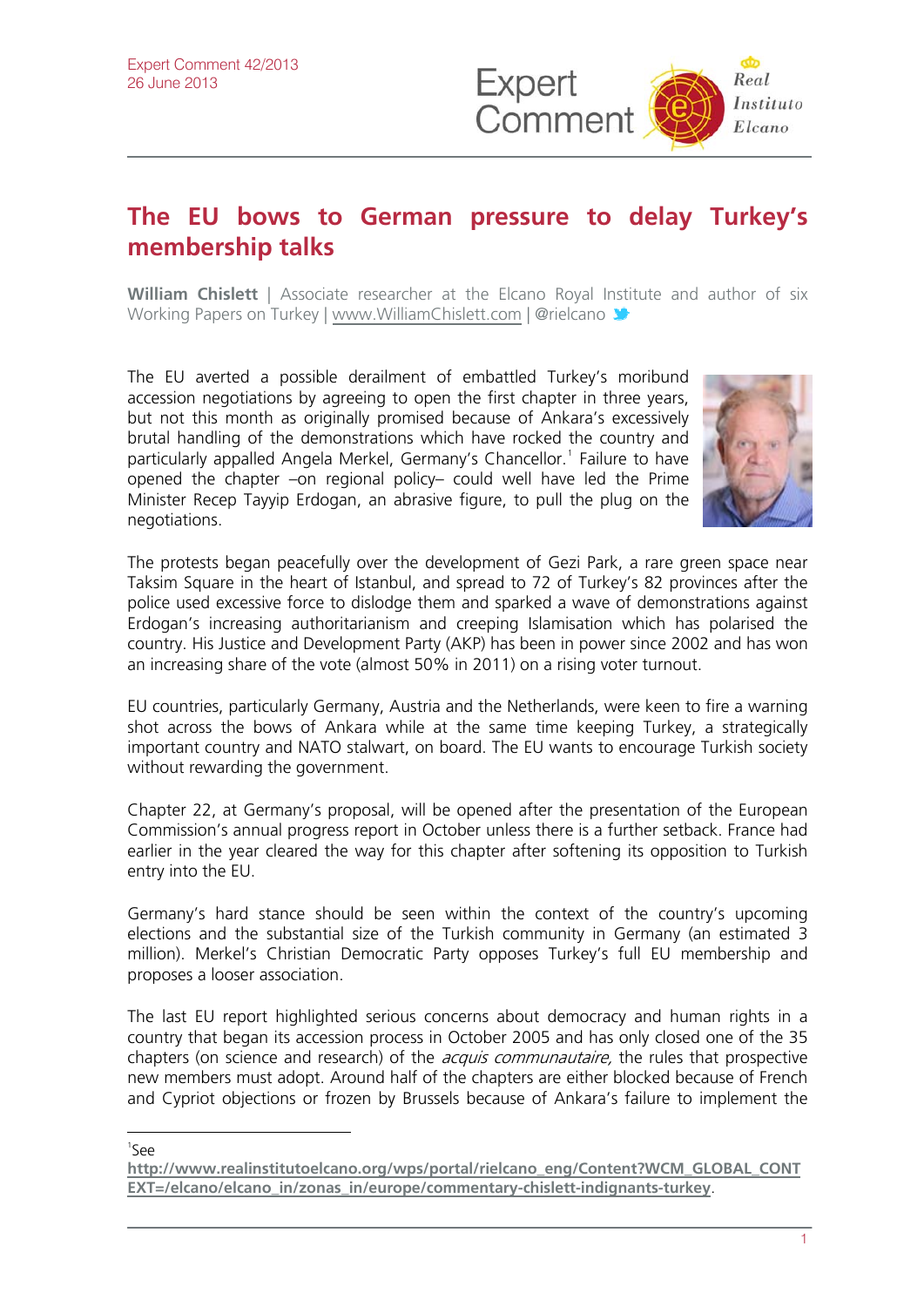Expert Comment 42/2013
26 June 2013

# The EU bows to German pressure to delay Turkey's membership talks

**William Chislett** | Associate researcher at the Elcano Royal Institute and author of six Working Papers on Turkey | www.WilliamChislett.com | @rielcano

The EU averted a possible derailment of embattled Turkey's moribund accession negotiations by agreeing to open the first chapter in three years, but not this month as originally promised because of Ankara's excessively brutal handling of the demonstrations which have rocked the country and particularly appalled Angela Merkel, Germany's Chancellor.[1] Failure to have opened the chapter –on regional policy– could well have led the Prime Minister Recep Tayyip Erdogan, an abrasive figure, to pull the plug on the negotiations.

The protests began peacefully over the development of Gezi Park, a rare green space near Taksim Square in the heart of Istanbul, and spread to 72 of Turkey's 82 provinces after the police used excessive force to dislodge them and sparked a wave of demonstrations against Erdogan's increasing authoritarianism and creeping Islamisation which has polarised the country. His Justice and Development Party (AKP) has been in power since 2002 and has won an increasing share of the vote (almost 50% in 2011) on a rising voter turnout.

EU countries, particularly Germany, Austria and the Netherlands, were keen to fire a warning shot across the bows of Ankara while at the same time keeping Turkey, a strategically important country and NATO stalwart, on board. The EU wants to encourage Turkish society without rewarding the government.

Chapter 22, at Germany's proposal, will be opened after the presentation of the European Commission's annual progress report in October unless there is a further setback. France had earlier in the year cleared the way for this chapter after softening its opposition to Turkish entry into the EU.

Germany's hard stance should be seen within the context of the country's upcoming elections and the substantial size of the Turkish community in Germany (an estimated 3 million). Merkel's Christian Democratic Party opposes Turkey's full EU membership and proposes a looser association.

The last EU report highlighted serious concerns about democracy and human rights in a country that began its accession process in October 2005 and has only closed one of the 35 chapters (on science and research) of the *acquis communautaire*, the rules that prospective new members must adopt. Around half of the chapters are either blocked because of French and Cypriot objections or frozen by Brussels because of Ankara's failure to implement the

[1] See **http://www.realinstitutoelcano.org/wps/portal/rielcano_eng/Content?WCM_GLOBAL_CONTEXT=/elcano/elcano_in/zonas_in/europe/commentary-chislett-indignants-turkey**.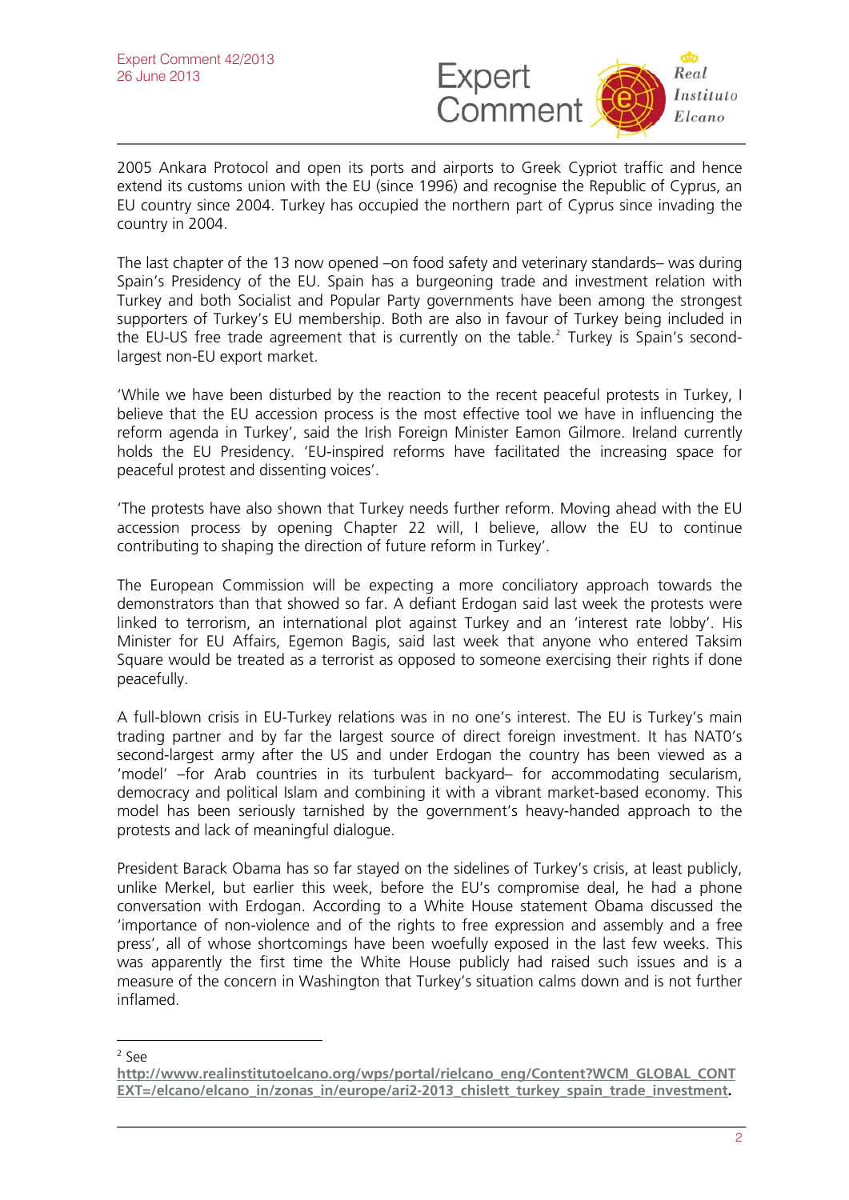2005 Ankara Protocol and open its ports and airports to Greek Cypriot traffic and hence extend its customs union with the EU (since 1996) and recognise the Republic of Cyprus, an EU country since 2004. Turkey has occupied the northern part of Cyprus since invading the country in 2004.

The last chapter of the 13 now opened –on food safety and veterinary standards– was during Spain's Presidency of the EU. Spain has a burgeoning trade and investment relation with Turkey and both Socialist and Popular Party governments have been among the strongest supporters of Turkey's EU membership. Both are also in favour of Turkey being included in the EU-US free trade agreement that is currently on the table.[2] Turkey is Spain's second-largest non-EU export market.

'While we have been disturbed by the reaction to the recent peaceful protests in Turkey, I believe that the EU accession process is the most effective tool we have in influencing the reform agenda in Turkey', said the Irish Foreign Minister Eamon Gilmore. Ireland currently holds the EU Presidency. 'EU-inspired reforms have facilitated the increasing space for peaceful protest and dissenting voices'.

'The protests have also shown that Turkey needs further reform. Moving ahead with the EU accession process by opening Chapter 22 will, I believe, allow the EU to continue contributing to shaping the direction of future reform in Turkey'.

The European Commission will be expecting a more conciliatory approach towards the demonstrators than that showed so far. A defiant Erdogan said last week the protests were linked to terrorism, an international plot against Turkey and an 'interest rate lobby'. His Minister for EU Affairs, Egemon Bagis, said last week that anyone who entered Taksim Square would be treated as a terrorist as opposed to someone exercising their rights if done peacefully.

A full-blown crisis in EU-Turkey relations was in no one's interest. The EU is Turkey's main trading partner and by far the largest source of direct foreign investment. It has NATO's second-largest army after the US and under Erdogan the country has been viewed as a 'model' –for Arab countries in its turbulent backyard– for accommodating secularism, democracy and political Islam and combining it with a vibrant market-based economy. This model has been seriously tarnished by the government's heavy-handed approach to the protests and lack of meaningful dialogue.

President Barack Obama has so far stayed on the sidelines of Turkey's crisis, at least publicly, unlike Merkel, but earlier this week, before the EU's compromise deal, he had a phone conversation with Erdogan. According to a White House statement Obama discussed the 'importance of non-violence and of the rights to free expression and assembly and a free press', all of whose shortcomings have been woefully exposed in the last few weeks. This was apparently the first time the White House publicly had raised such issues and is a measure of the concern in Washington that Turkey's situation calms down and is not further inflamed.

---

[2] See **http://www.realinstitutoelcano.org/wps/portal/rielcano_eng/Content?WCM_GLOBAL_CONTEXT=/elcano/elcano_in/zonas_in/europe/ari2-2013_chislett_turkey_spain_trade_investment.**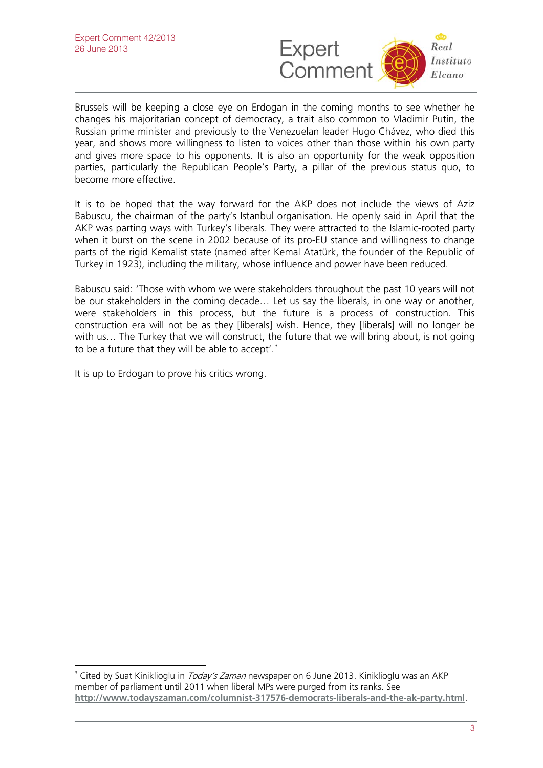Brussels will be keeping a close eye on Erdogan in the coming months to see whether he changes his majoritarian concept of democracy, a trait also common to Vladimir Putin, the Russian prime minister and previously to the Venezuelan leader Hugo Chávez, who died this year, and shows more willingness to listen to voices other than those within his own party and gives more space to his opponents. It is also an opportunity for the weak opposition parties, particularly the Republican People's Party, a pillar of the previous status quo, to become more effective.

It is to be hoped that the way forward for the AKP does not include the views of Aziz Babuscu, the chairman of the party's Istanbul organisation. He openly said in April that the AKP was parting ways with Turkey's liberals. They were attracted to the Islamic-rooted party when it burst on the scene in 2002 because of its pro-EU stance and willingness to change parts of the rigid Kemalist state (named after Kemal Atatürk, the founder of the Republic of Turkey in 1923), including the military, whose influence and power have been reduced.

Babuscu said: 'Those with whom we were stakeholders throughout the past 10 years will not be our stakeholders in the coming decade… Let us say the liberals, in one way or another, were stakeholders in this process, but the future is a process of construction. This construction era will not be as they [liberals] wish. Hence, they [liberals] will no longer be with us… The Turkey that we will construct, the future that we will bring about, is not going to be a future that they will be able to accept'.[3]

It is up to Erdogan to prove his critics wrong.

---

[3] Cited by Suat Kiniklioglu in *Today's Zaman* newspaper on 6 June 2013. Kiniklioglu was an AKP member of parliament until 2011 when liberal MPs were purged from its ranks. See **http://www.todayszaman.com/columnist-317576-democrats-liberals-and-the-ak-party.html**.